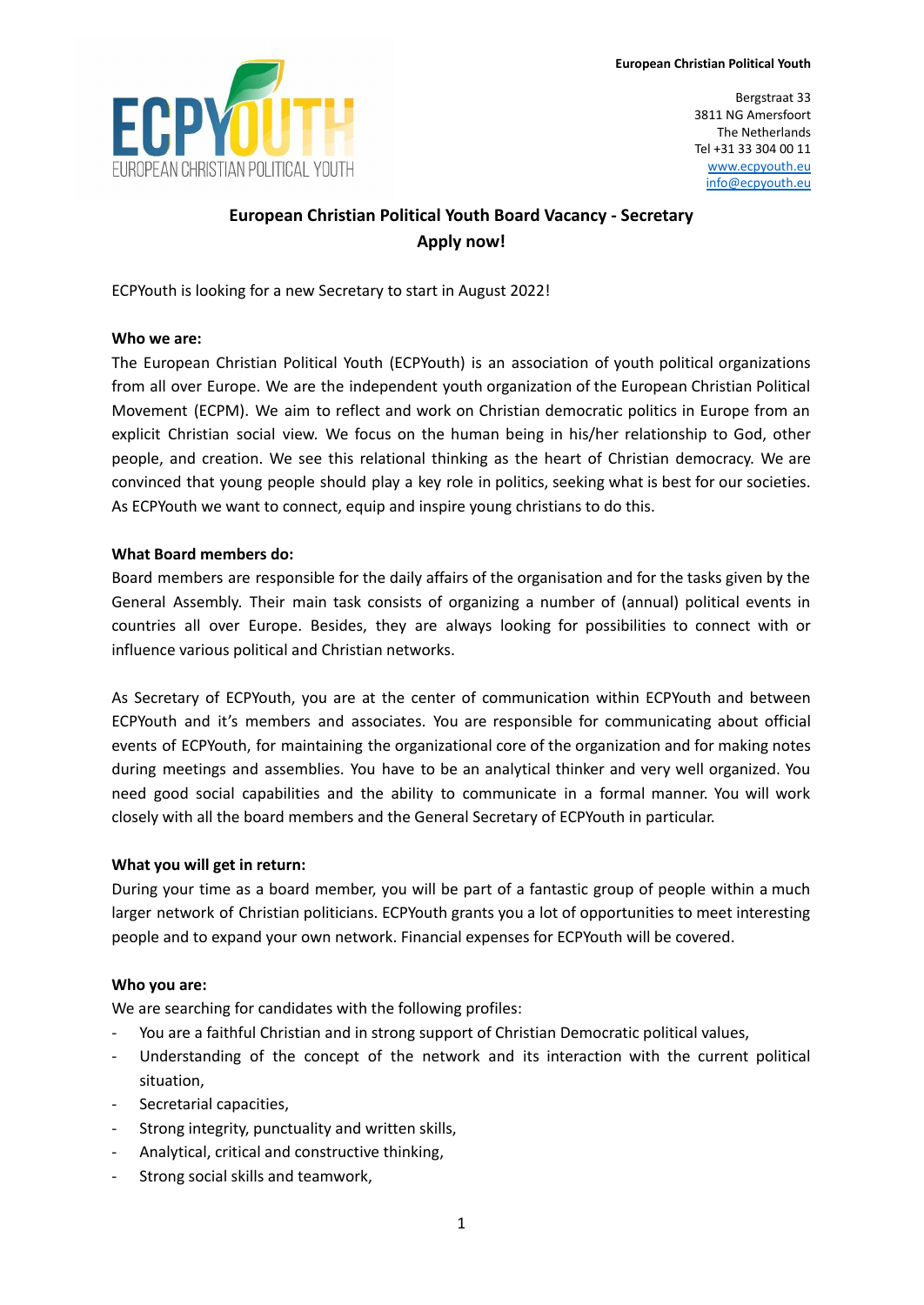**European Christian Political Youth**

Bergstraat 33
3811 NG Amersfoort
The Netherlands
Tel +31 33 304 00 11
www.ecpyouth.eu
info@ecpyouth.eu

## European Christian Political Youth Board Vacancy - Secretary
## Apply now!

ECPYouth is looking for a new Secretary to start in August 2022!

**Who we are:**

The European Christian Political Youth (ECPYouth) is an association of youth political organizations from all over Europe. We are the independent youth organization of the European Christian Political Movement (ECPM). We aim to reflect and work on Christian democratic politics in Europe from an explicit Christian social view. We focus on the human being in his/her relationship to God, other people, and creation. We see this relational thinking as the heart of Christian democracy. We are convinced that young people should play a key role in politics, seeking what is best for our societies. As ECPYouth we want to connect, equip and inspire young christians to do this.

**What Board members do:**

Board members are responsible for the daily affairs of the organisation and for the tasks given by the General Assembly. Their main task consists of organizing a number of (annual) political events in countries all over Europe. Besides, they are always looking for possibilities to connect with or influence various political and Christian networks.

As Secretary of ECPYouth, you are at the center of communication within ECPYouth and between ECPYouth and it's members and associates. You are responsible for communicating about official events of ECPYouth, for maintaining the organizational core of the organization and for making notes during meetings and assemblies. You have to be an analytical thinker and very well organized. You need good social capabilities and the ability to communicate in a formal manner. You will work closely with all the board members and the General Secretary of ECPYouth in particular.

**What you will get in return:**

During your time as a board member, you will be part of a fantastic group of people within a much larger network of Christian politicians. ECPYouth grants you a lot of opportunities to meet interesting people and to expand your own network. Financial expenses for ECPYouth will be covered.

**Who you are:**

We are searching for candidates with the following profiles:

- You are a faithful Christian and in strong support of Christian Democratic political values,
- Understanding of the concept of the network and its interaction with the current political situation,
- Secretarial capacities,
- Strong integrity, punctuality and written skills,
- Analytical, critical and constructive thinking,
- Strong social skills and teamwork,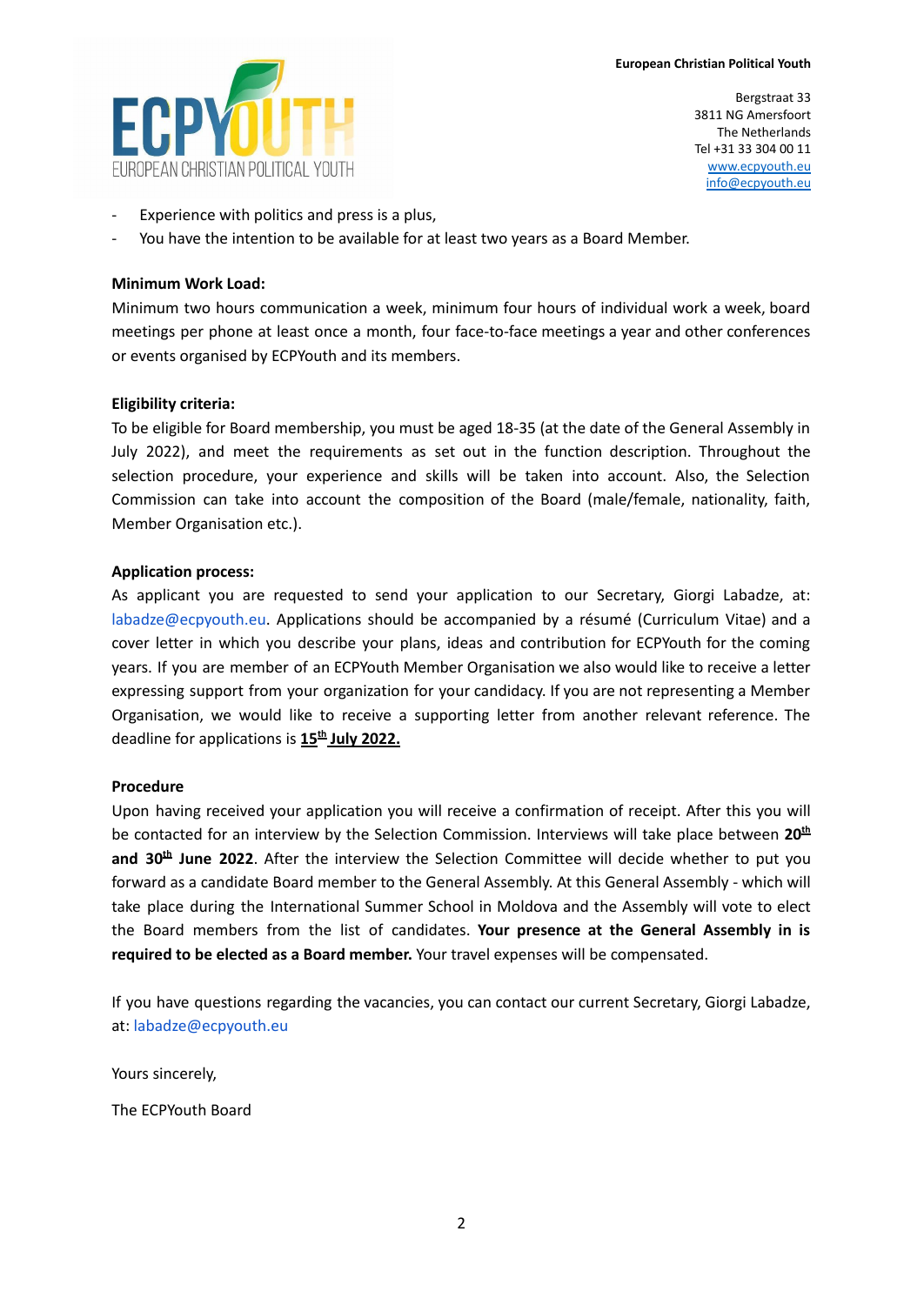- Experience with politics and press is a plus,
- You have the intention to be available for at least two years as a Board Member.

**Minimum Work Load:**

Minimum two hours communication a week, minimum four hours of individual work a week, board meetings per phone at least once a month, four face-to-face meetings a year and other conferences or events organised by ECPYouth and its members.

**Eligibility criteria:**

To be eligible for Board membership, you must be aged 18-35 (at the date of the General Assembly in July 2022), and meet the requirements as set out in the function description. Throughout the selection procedure, your experience and skills will be taken into account. Also, the Selection Commission can take into account the composition of the Board (male/female, nationality, faith, Member Organisation etc.).

**Application process:**

As applicant you are requested to send your application to our Secretary, Giorgi Labadze, at: labadze@ecpyouth.eu. Applications should be accompanied by a résumé (Curriculum Vitae) and a cover letter in which you describe your plans, ideas and contribution for ECPYouth for the coming years. If you are member of an ECPYouth Member Organisation we also would like to receive a letter expressing support from your organization for your candidacy. If you are not representing a Member Organisation, we would like to receive a supporting letter from another relevant reference. The deadline for applications is **15th July 2022.**

**Procedure**

Upon having received your application you will receive a confirmation of receipt. After this you will be contacted for an interview by the Selection Commission. Interviews will take place between **20th and 30th June 2022**. After the interview the Selection Committee will decide whether to put you forward as a candidate Board member to the General Assembly. At this General Assembly - which will take place during the International Summer School in Moldova and the Assembly will vote to elect the Board members from the list of candidates. **Your presence at the General Assembly in is required to be elected as a Board member.** Your travel expenses will be compensated.

If you have questions regarding the vacancies, you can contact our current Secretary, Giorgi Labadze, at: labadze@ecpyouth.eu

Yours sincerely,

The ECPYouth Board